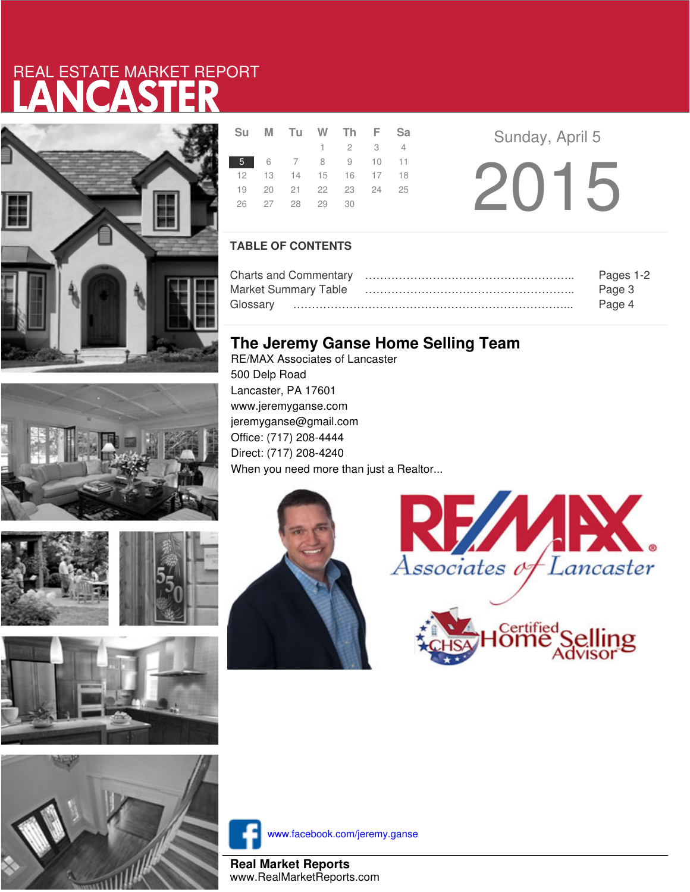REAL ESTATE MARKET REPORT

# LANCASTER

| Su | M | Tu | W | Th | F | Sa |
|---|---|---|---|---|---|---|
| | | | 1 | 2 | 3 | 4 |
| 5 | 6 | 7 | 8 | 9 | 10 | 11 |
| 12 | 13 | 14 | 15 | 16 | 17 | 18 |
| 19 | 20 | 21 | 22 | 23 | 24 | 25 |
| 26 | 27 | 28 | 29 | 30 | | |

Sunday, April 5

2015

## TABLE OF CONTENTS

| | |
|---|---|
| Charts and Commentary | Pages 1-2 |
| Market Summary Table | Page 3 |
| Glossary | Page 4 |

## The Jeremy Ganse Home Selling Team

RE/MAX Associates of Lancaster
500 Delp Road
Lancaster, PA 17601
www.jeremyganse.com
jeremyganse@gmail.com
Office: (717) 208-4444
Direct: (717) 208-4240
When you need more than just a Realtor...

RE/MAX Associates of Lancaster

CHSA Certified Home Selling Advisor

www.facebook.com/jeremy.ganse

**Real Market Reports**
www.RealMarketReports.com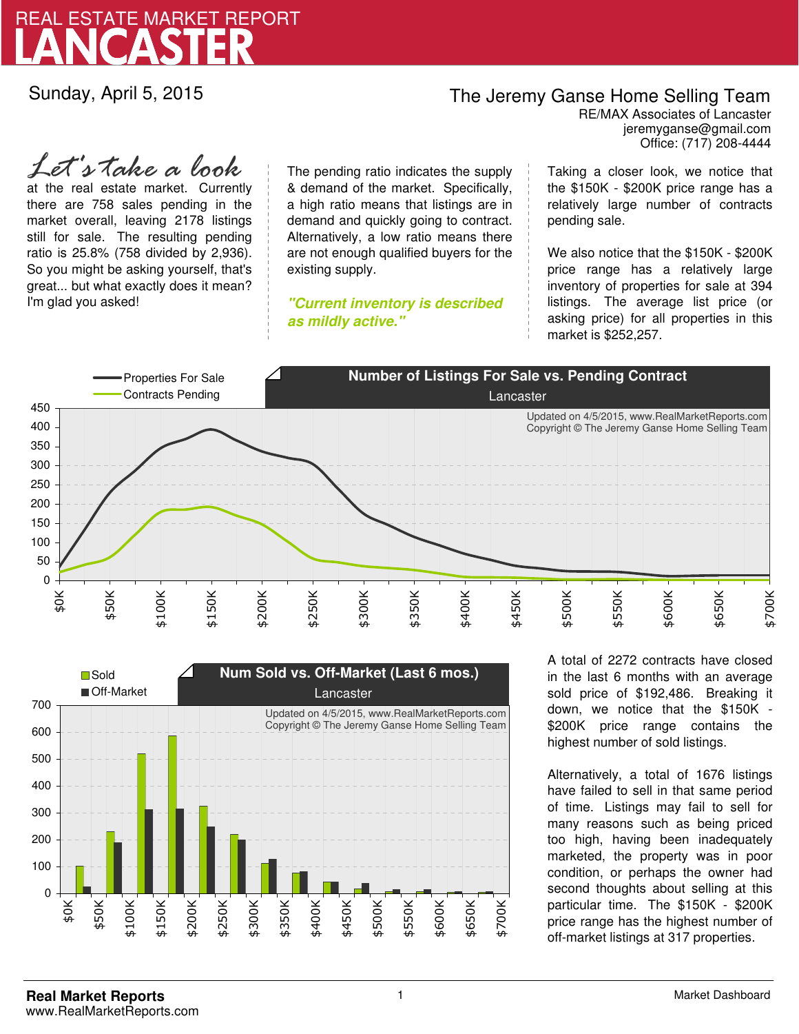# REAL ESTATE MARKET REPORT
# LANCASTER

Sunday, April 5, 2015

**The Jeremy Ganse Home Selling Team**
RE/MAX Associates of Lancaster
jeremyganse@gmail.com
Office: (717) 208-4444

*Let's take a look* at the real estate market. Currently there are 758 sales pending in the market overall, leaving 2178 listings still for sale. The resulting pending ratio is 25.8% (758 divided by 2,936). So you might be asking yourself, that's great... but what exactly does it mean? I'm glad you asked!

The pending ratio indicates the supply & demand of the market. Specifically, a high ratio means that listings are in demand and quickly going to contract. Alternatively, a low ratio means there are not enough qualified buyers for the existing supply.

***"Current inventory is described as mildly active."***

Taking a closer look, we notice that the $150K - $200K price range has a relatively large number of contracts pending sale.

We also notice that the $150K - $200K price range has a relatively large inventory of properties for sale at 394 listings. The average list price (or asking price) for all properties in this market is $252,257.

**Number of Listings For Sale vs. Pending Contract**
Lancaster

Updated on 4/5/2015, www.RealMarketReports.com
Copyright © The Jeremy Ganse Home Selling Team

**Num Sold vs. Off-Market (Last 6 mos.)**
Lancaster

Updated on 4/5/2015, www.RealMarketReports.com
Copyright © The Jeremy Ganse Home Selling Team

A total of 2272 contracts have closed in the last 6 months with an average sold price of $192,486. Breaking it down, we notice that the $150K - $200K price range contains the highest number of sold listings.

Alternatively, a total of 1676 listings have failed to sell in that same period of time. Listings may fail to sell for many reasons such as being priced too high, having been inadequately marketed, the property was in poor condition, or perhaps the owner had second thoughts about selling at this particular time. The $150K - $200K price range has the highest number of off-market listings at 317 properties.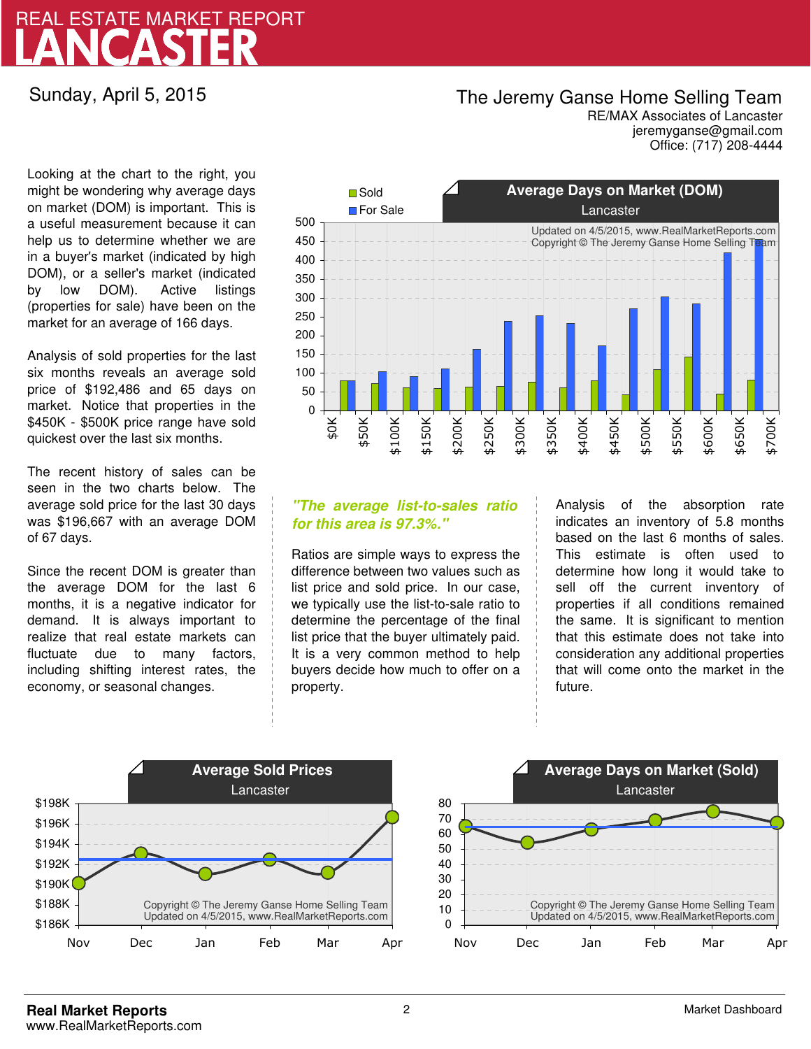# REAL ESTATE MARKET REPORT
# LANCASTER

Sunday, April 5, 2015

**The Jeremy Ganse Home Selling Team**
RE/MAX Associates of Lancaster
jeremyganse@gmail.com
Office: (717) 208-4444

Looking at the chart to the right, you might be wondering why average days on market (DOM) is important. This is a useful measurement because it can help us to determine whether we are in a buyer's market (indicated by high DOM), or a seller's market (indicated by low DOM). Active listings (properties for sale) have been on the market for an average of 166 days.

Analysis of sold properties for the last six months reveals an average sold price of $192,486 and 65 days on market. Notice that properties in the $450K - $500K price range have sold quickest over the last six months.

The recent history of sales can be seen in the two charts below. The average sold price for the last 30 days was $196,667 with an average DOM of 67 days.

Since the recent DOM is greater than the average DOM for the last 6 months, it is a negative indicator for demand. It is always important to realize that real estate markets can fluctuate due to many factors, including shifting interest rates, the economy, or seasonal changes.

***"The average list-to-sales ratio for this area is 97.3%."***

Ratios are simple ways to express the difference between two values such as list price and sold price. In our case, we typically use the list-to-sale ratio to determine the percentage of the final list price that the buyer ultimately paid. It is a very common method to help buyers decide how much to offer on a property.

Analysis of the absorption rate indicates an inventory of 5.8 months based on the last 6 months of sales. This estimate is often used to determine how long it would take to sell off the current inventory of properties if all conditions remained the same. It is significant to mention that this estimate does not take into consideration any additional properties that will come onto the market in the future.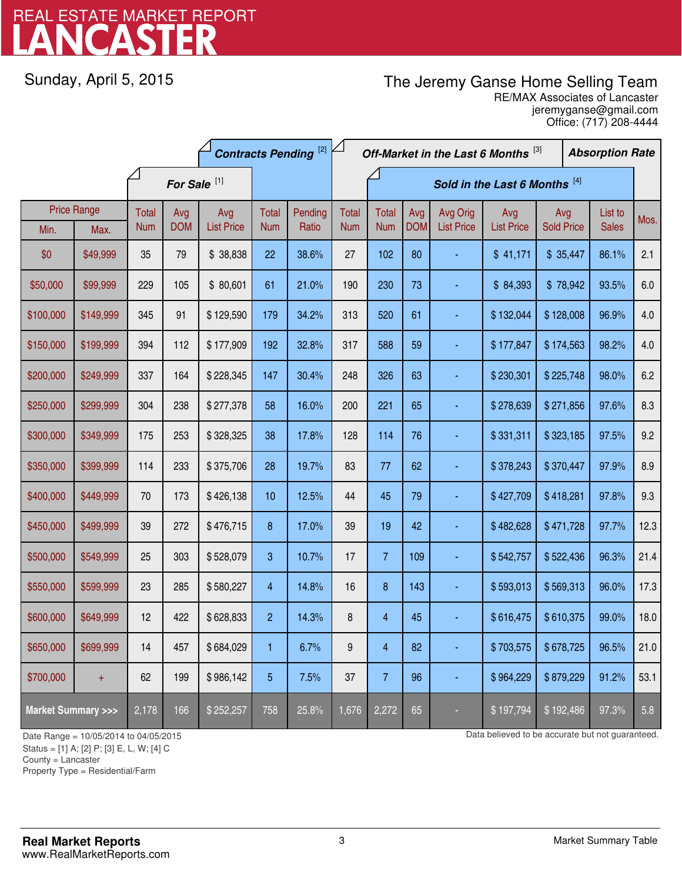# LANCASTER
REAL ESTATE MARKET REPORT

Sunday, April 5, 2015

The Jeremy Ganse Home Selling Team
RE/MAX Associates of Lancaster
jeremyganse@gmail.com
Office: (717) 208-4444

| Price Range | | For Sale [1] | | | Contracts Pending [2] | | Off-Market in the Last 6 Months [3] | Sold in the Last 6 Months [4] | | | | | | Absorption Rate |
|---|---|---|---|---|---|---|---|---|---|---|---|---|---|---|
| Min. | Max. | Total Num | Avg DOM | Avg List Price | Total Num | Pending Ratio | Total Num | Total Num | Avg DOM | Avg Orig List Price | Avg List Price | Avg Sold Price | List to Sales | Mos. |
| $0 | $49,999 | 35 | 79 | $ 38,838 | 22 | 38.6% | 27 | 102 | 80 | - | $ 41,171 | $ 35,447 | 86.1% | 2.1 |
| $50,000 | $99,999 | 229 | 105 | $ 80,601 | 61 | 21.0% | 190 | 230 | 73 | - | $ 84,393 | $ 78,942 | 93.5% | 6.0 |
| $100,000 | $149,999 | 345 | 91 | $ 129,590 | 179 | 34.2% | 313 | 520 | 61 | - | $ 132,044 | $ 128,008 | 96.9% | 4.0 |
| $150,000 | $199,999 | 394 | 112 | $ 177,909 | 192 | 32.8% | 317 | 588 | 59 | - | $ 177,847 | $ 174,563 | 98.2% | 4.0 |
| $200,000 | $249,999 | 337 | 164 | $ 228,345 | 147 | 30.4% | 248 | 326 | 63 | - | $ 230,301 | $ 225,748 | 98.0% | 6.2 |
| $250,000 | $299,999 | 304 | 238 | $ 277,378 | 58 | 16.0% | 200 | 221 | 65 | - | $ 278,639 | $ 271,856 | 97.6% | 8.3 |
| $300,000 | $349,999 | 175 | 253 | $ 328,325 | 38 | 17.8% | 128 | 114 | 76 | - | $ 331,311 | $ 323,185 | 97.5% | 9.2 |
| $350,000 | $399,999 | 114 | 233 | $ 375,706 | 28 | 19.7% | 83 | 77 | 62 | - | $ 378,243 | $ 370,447 | 97.9% | 8.9 |
| $400,000 | $449,999 | 70 | 173 | $ 426,138 | 10 | 12.5% | 44 | 45 | 79 | - | $ 427,709 | $ 418,281 | 97.8% | 9.3 |
| $450,000 | $499,999 | 39 | 272 | $ 476,715 | 8 | 17.0% | 39 | 19 | 42 | - | $ 482,628 | $ 471,728 | 97.7% | 12.3 |
| $500,000 | $549,999 | 25 | 303 | $ 528,079 | 3 | 10.7% | 17 | 7 | 109 | - | $ 542,757 | $ 522,436 | 96.3% | 21.4 |
| $550,000 | $599,999 | 23 | 285 | $ 580,227 | 4 | 14.8% | 16 | 8 | 143 | - | $ 593,013 | $ 569,313 | 96.0% | 17.3 |
| $600,000 | $649,999 | 12 | 422 | $ 628,833 | 2 | 14.3% | 8 | 4 | 45 | - | $ 616,475 | $ 610,375 | 99.0% | 18.0 |
| $650,000 | $699,999 | 14 | 457 | $ 684,029 | 1 | 6.7% | 9 | 4 | 82 | - | $ 703,575 | $ 678,725 | 96.5% | 21.0 |
| $700,000 | + | 62 | 199 | $ 986,142 | 5 | 7.5% | 37 | 7 | 96 | - | $ 964,229 | $ 879,229 | 91.2% | 53.1 |
| **Market Summary >>>** | | 2,178 | 166 | $ 252,257 | 758 | 25.8% | 1,676 | 2,272 | 65 | - | $ 197,794 | $ 192,486 | 97.3% | 5.8 |

Date Range = 10/05/2014 to 04/05/2015
Status = [1] A; [2] P; [3] E, L, W; [4] C
County = Lancaster
Property Type = Residential/Farm

Data believed to be accurate but not guaranteed.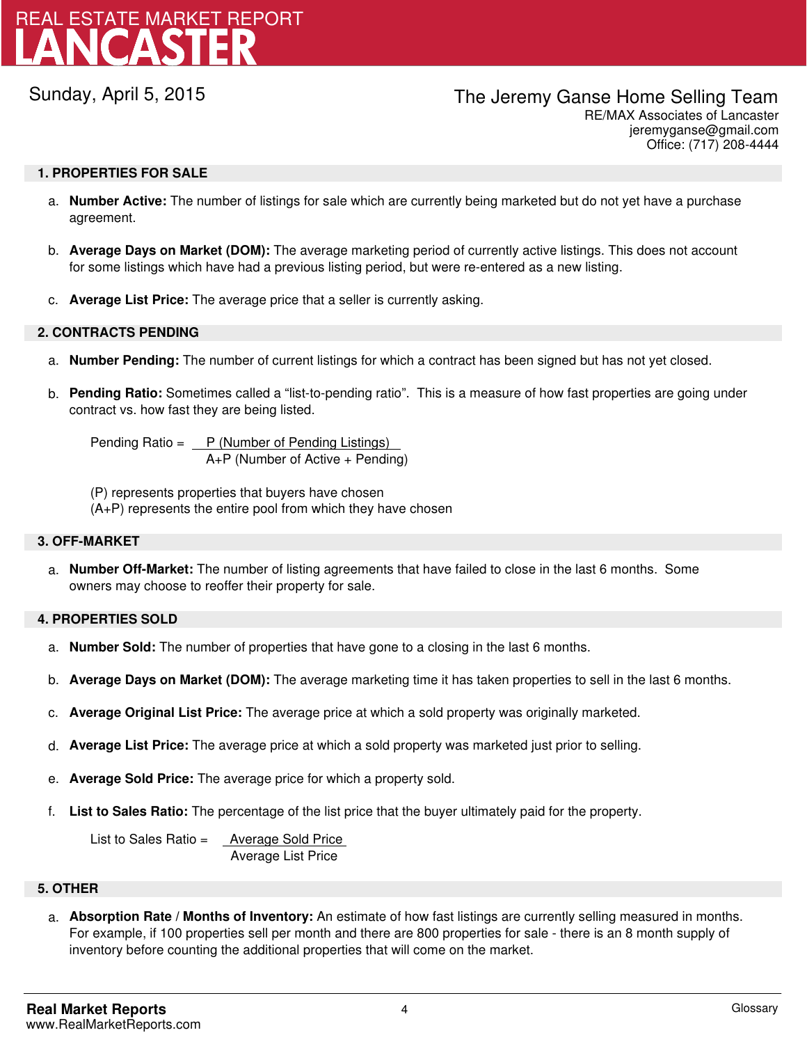# REAL ESTATE MARKET REPORT LANCASTER

Sunday, April 5, 2015

**The Jeremy Ganse Home Selling Team**
RE/MAX Associates of Lancaster
jeremyganse@gmail.com
Office: (717) 208-4444

## 1. PROPERTIES FOR SALE

a. **Number Active:** The number of listings for sale which are currently being marketed but do not yet have a purchase agreement.

b. **Average Days on Market (DOM):** The average marketing period of currently active listings. This does not account for some listings which have had a previous listing period, but were re-entered as a new listing.

c. **Average List Price:** The average price that a seller is currently asking.

## 2. CONTRACTS PENDING

a. **Number Pending:** The number of current listings for which a contract has been signed but has not yet closed.

b. **Pending Ratio:** Sometimes called a "list-to-pending ratio". This is a measure of how fast properties are going under contract vs. how fast they are being listed.

$$\text{Pending Ratio} = \frac{\text{P (Number of Pending Listings)}}{\text{A+P (Number of Active + Pending)}}$$

(P) represents properties that buyers have chosen
(A+P) represents the entire pool from which they have chosen

## 3. OFF-MARKET

a. **Number Off-Market:** The number of listing agreements that have failed to close in the last 6 months. Some owners may choose to reoffer their property for sale.

## 4. PROPERTIES SOLD

a. **Number Sold:** The number of properties that have gone to a closing in the last 6 months.

b. **Average Days on Market (DOM):** The average marketing time it has taken properties to sell in the last 6 months.

c. **Average Original List Price:** The average price at which a sold property was originally marketed.

d. **Average List Price:** The average price at which a sold property was marketed just prior to selling.

e. **Average Sold Price:** The average price for which a property sold.

f. **List to Sales Ratio:** The percentage of the list price that the buyer ultimately paid for the property.

$$\text{List to Sales Ratio} = \frac{\text{Average Sold Price}}{\text{Average List Price}}$$

## 5. OTHER

a. **Absorption Rate / Months of Inventory:** An estimate of how fast listings are currently selling measured in months. For example, if 100 properties sell per month and there are 800 properties for sale - there is an 8 month supply of inventory before counting the additional properties that will come on the market.